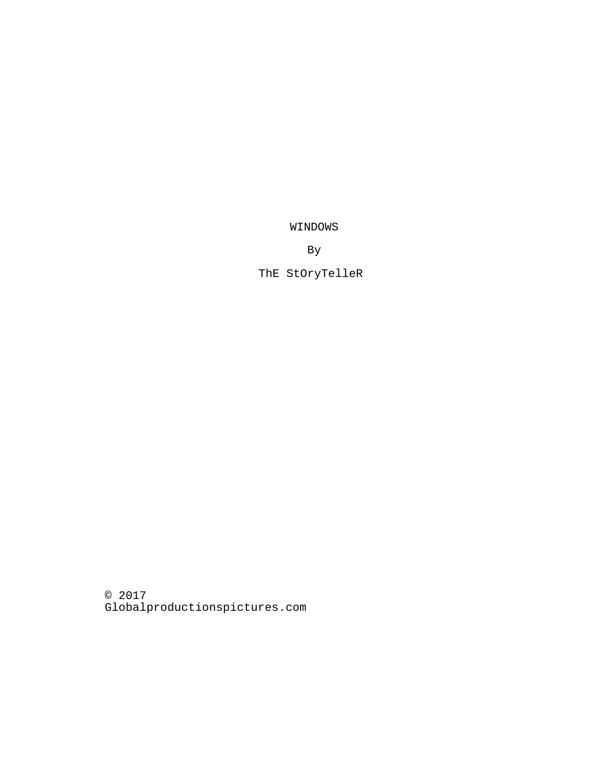# WINDOWS

By

ThE StOryTelleR

© 2017
Globalproductionspictures.com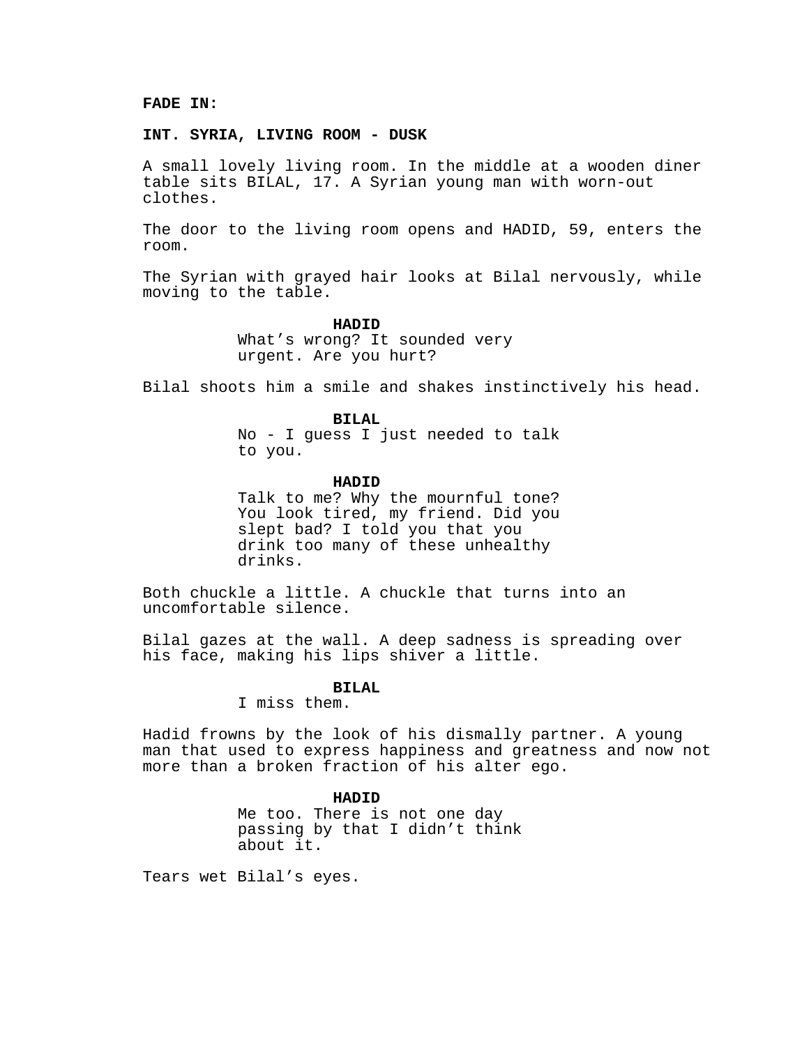**FADE IN:**

**INT. SYRIA, LIVING ROOM - DUSK**

A small lovely living room. In the middle at a wooden diner table sits BILAL, 17. A Syrian young man with worn-out clothes.

The door to the living room opens and HADID, 59, enters the room.

The Syrian with grayed hair looks at Bilal nervously, while moving to the table.

**HADID**

What’s wrong? It sounded very urgent. Are you hurt?

Bilal shoots him a smile and shakes instinctively his head.

**BILAL**

No - I guess I just needed to talk to you.

**HADID**

Talk to me? Why the mournful tone? You look tired, my friend. Did you slept bad? I told you that you drink too many of these unhealthy drinks.

Both chuckle a little. A chuckle that turns into an uncomfortable silence.

Bilal gazes at the wall. A deep sadness is spreading over his face, making his lips shiver a little.

**BILAL**

I miss them.

Hadid frowns by the look of his dismally partner. A young man that used to express happiness and greatness and now not more than a broken fraction of his alter ego.

**HADID**

Me too. There is not one day passing by that I didn’t think about it.

Tears wet Bilal’s eyes.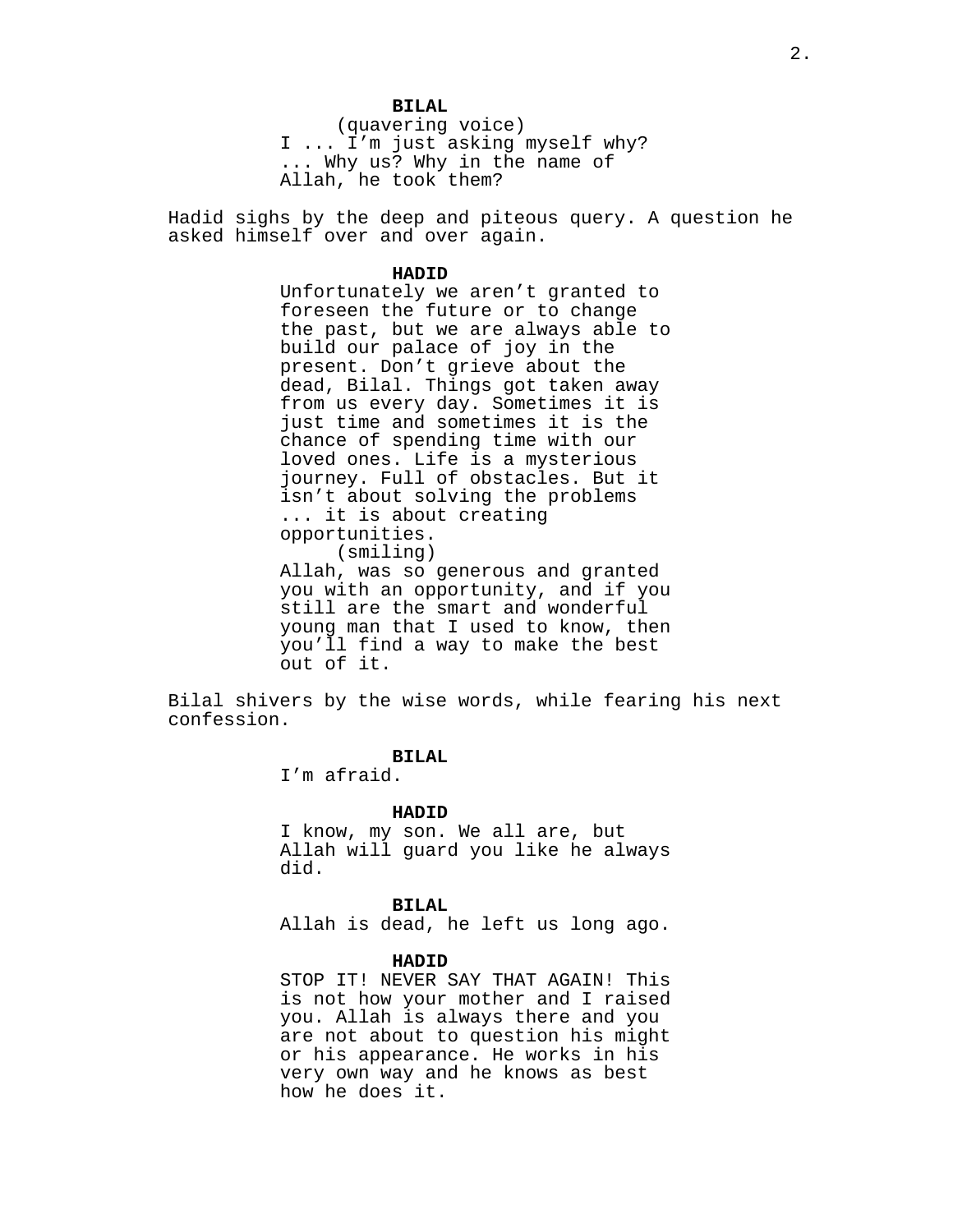**BILAL**
(quavering voice)
I ... I'm just asking myself why? ... Why us? Why in the name of Allah, he took them?

Hadid sighs by the deep and piteous query. A question he asked himself over and over again.

**HADID**
Unfortunately we aren't granted to foreseen the future or to change the past, but we are always able to build our palace of joy in the present. Don't grieve about the dead, Bilal. Things got taken away from us every day. Sometimes it is just time and sometimes it is the chance of spending time with our loved ones. Life is a mysterious journey. Full of obstacles. But it isn't about solving the problems ... it is about creating opportunities.
(smiling)
Allah, was so generous and granted you with an opportunity, and if you still are the smart and wonderful young man that I used to know, then you'll find a way to make the best out of it.

Bilal shivers by the wise words, while fearing his next confession.

**BILAL**
I'm afraid.

**HADID**
I know, my son. We all are, but Allah will guard you like he always did.

**BILAL**
Allah is dead, he left us long ago.

**HADID**
STOP IT! NEVER SAY THAT AGAIN! This is not how your mother and I raised you. Allah is always there and you are not about to question his might or his appearance. He works in his very own way and he knows as best how he does it.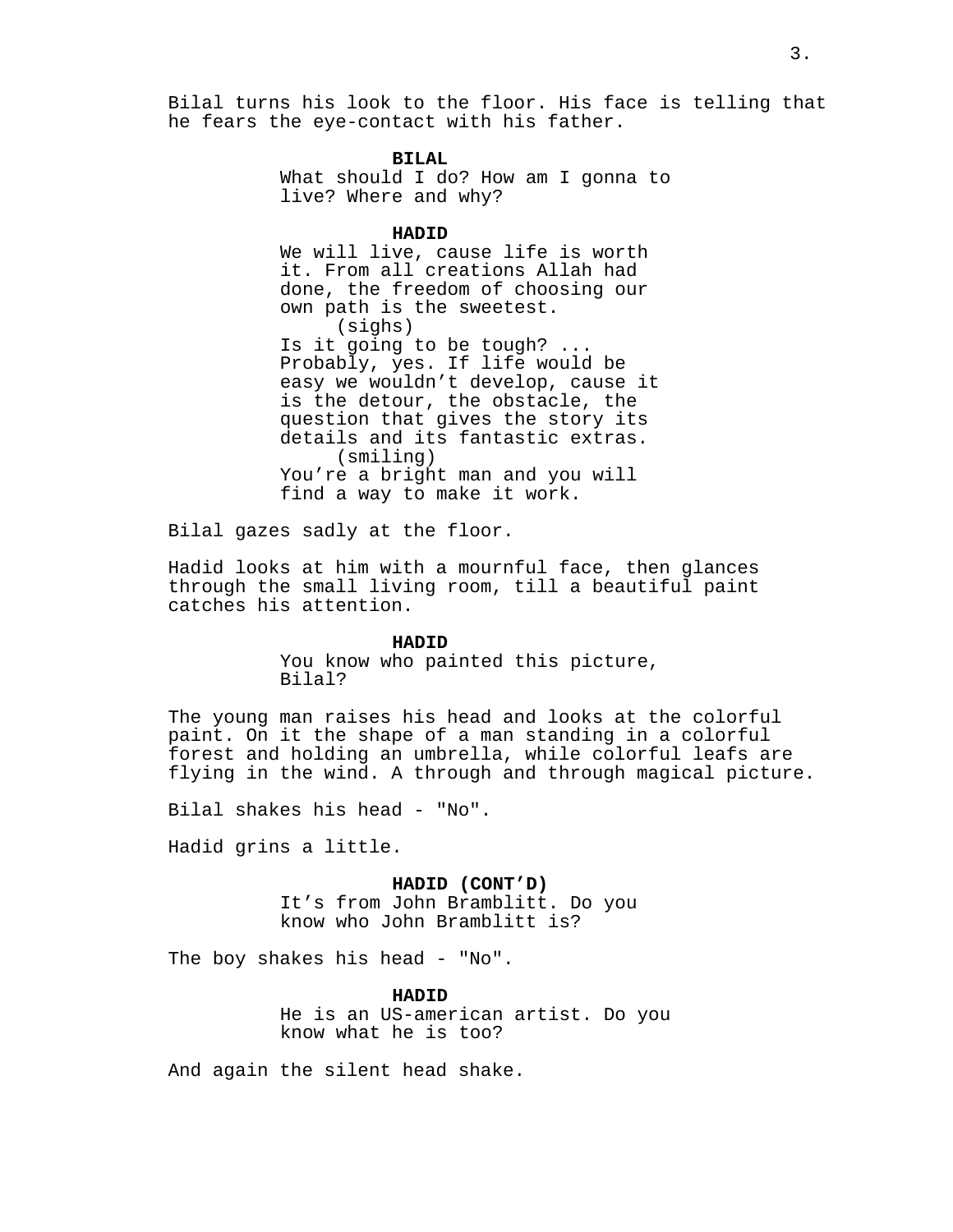Bilal turns his look to the floor. His face is telling that he fears the eye-contact with his father.

**BILAL**

What should I do? How am I gonna to live? Where and why?

**HADID**

We will live, cause life is worth it. From all creations Allah had done, the freedom of choosing our own path is the sweetest.

(sighs)

Is it going to be tough? ... Probably, yes. If life would be easy we wouldn’t develop, cause it is the detour, the obstacle, the question that gives the story its details and its fantastic extras.

(smiling)

You’re a bright man and you will find a way to make it work.

Bilal gazes sadly at the floor.

Hadid looks at him with a mournful face, then glances through the small living room, till a beautiful paint catches his attention.

**HADID**

You know who painted this picture, Bilal?

The young man raises his head and looks at the colorful paint. On it the shape of a man standing in a colorful forest and holding an umbrella, while colorful leafs are flying in the wind. A through and through magical picture.

Bilal shakes his head - "No".

Hadid grins a little.

**HADID (CONT’D)**

It’s from John Bramblitt. Do you know who John Bramblitt is?

The boy shakes his head - "No".

**HADID**

He is an US-american artist. Do you know what he is too?

And again the silent head shake.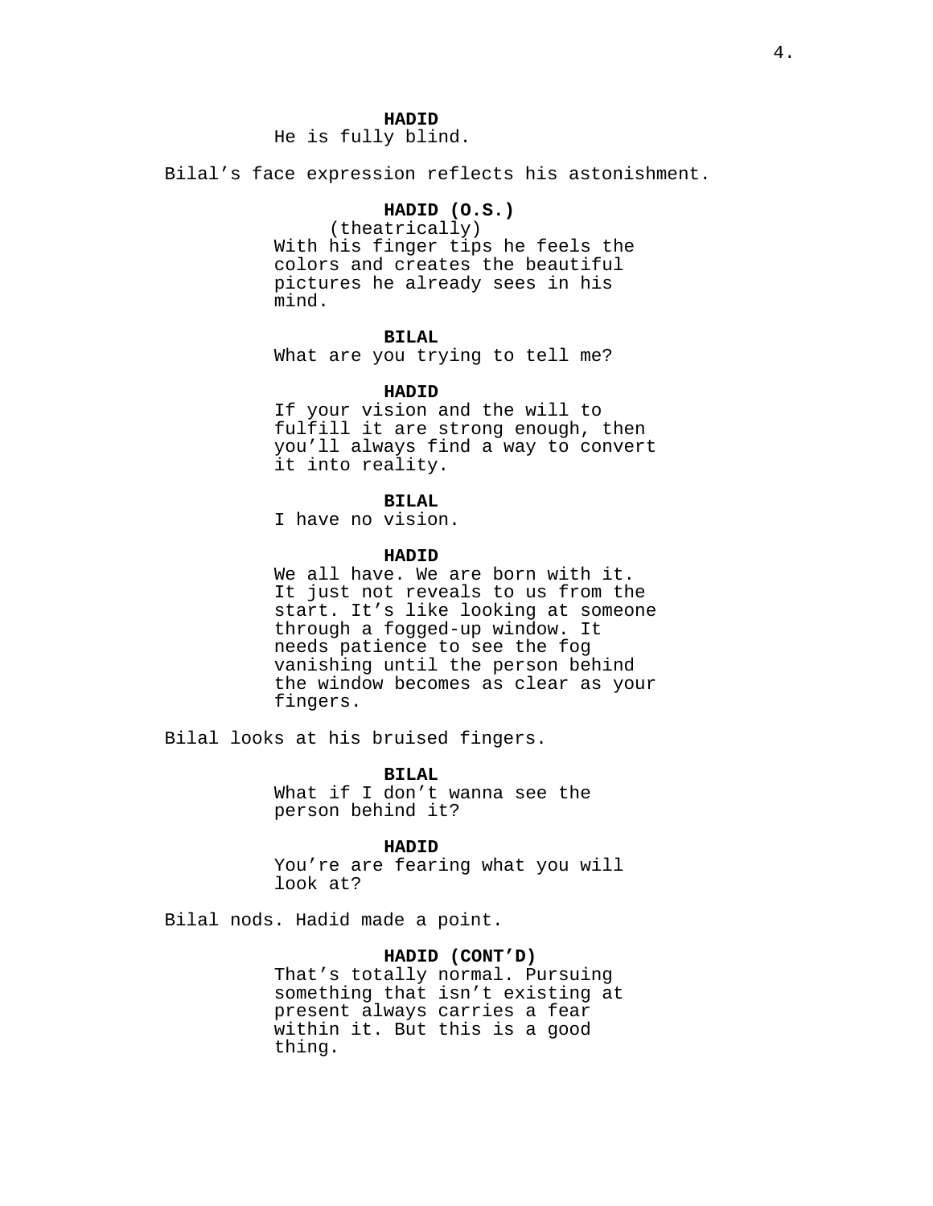**HADID**
He is fully blind.

Bilal’s face expression reflects his astonishment.

**HADID (O.S.)**
(theatrically)
With his finger tips he feels the colors and creates the beautiful pictures he already sees in his mind.

**BILAL**
What are you trying to tell me?

**HADID**
If your vision and the will to fulfill it are strong enough, then you’ll always find a way to convert it into reality.

**BILAL**
I have no vision.

**HADID**
We all have. We are born with it. It just not reveals to us from the start. It’s like looking at someone through a fogged-up window. It needs patience to see the fog vanishing until the person behind the window becomes as clear as your fingers.

Bilal looks at his bruised fingers.

**BILAL**
What if I don’t wanna see the person behind it?

**HADID**
You’re are fearing what you will look at?

Bilal nods. Hadid made a point.

**HADID (CONT’D)**
That’s totally normal. Pursuing something that isn’t existing at present always carries a fear within it. But this is a good thing.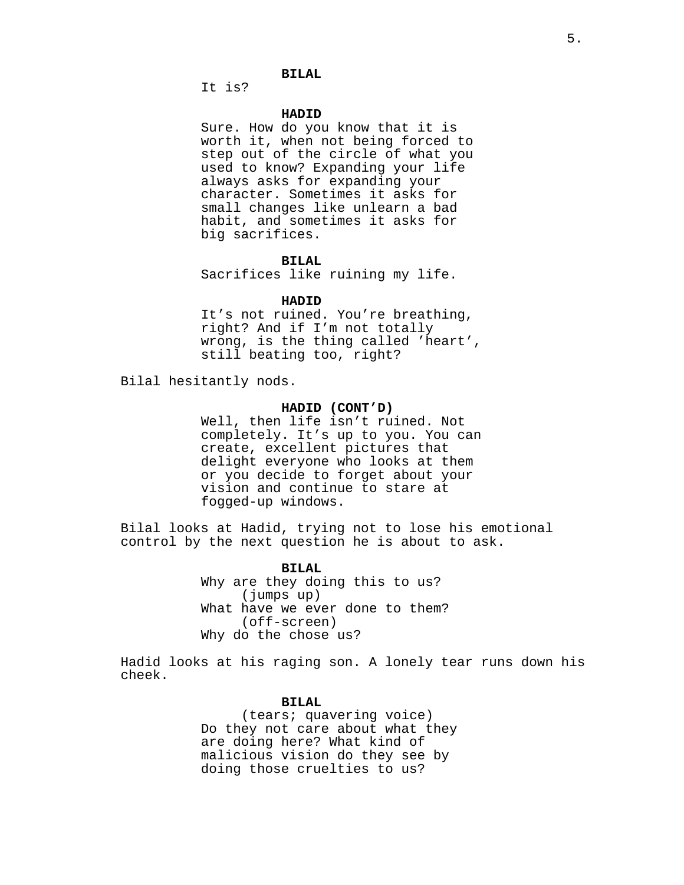**BILAL**
It is?

**HADID**
Sure. How do you know that it is worth it, when not being forced to step out of the circle of what you used to know? Expanding your life always asks for expanding your character. Sometimes it asks for small changes like unlearn a bad habit, and sometimes it asks for big sacrifices.

**BILAL**
Sacrifices like ruining my life.

**HADID**
It’s not ruined. You’re breathing, right? And if I’m not totally wrong, is the thing called ’heart’, still beating too, right?

Bilal hesitantly nods.

**HADID (CONT’D)**
Well, then life isn’t ruined. Not completely. It’s up to you. You can create, excellent pictures that delight everyone who looks at them or you decide to forget about your vision and continue to stare at fogged-up windows.

Bilal looks at Hadid, trying not to lose his emotional control by the next question he is about to ask.

**BILAL**
Why are they doing this to us?
(jumps up)
What have we ever done to them?
(off-screen)
Why do the chose us?

Hadid looks at his raging son. A lonely tear runs down his cheek.

**BILAL**
(tears; quavering voice)
Do they not care about what they are doing here? What kind of malicious vision do they see by doing those cruelties to us?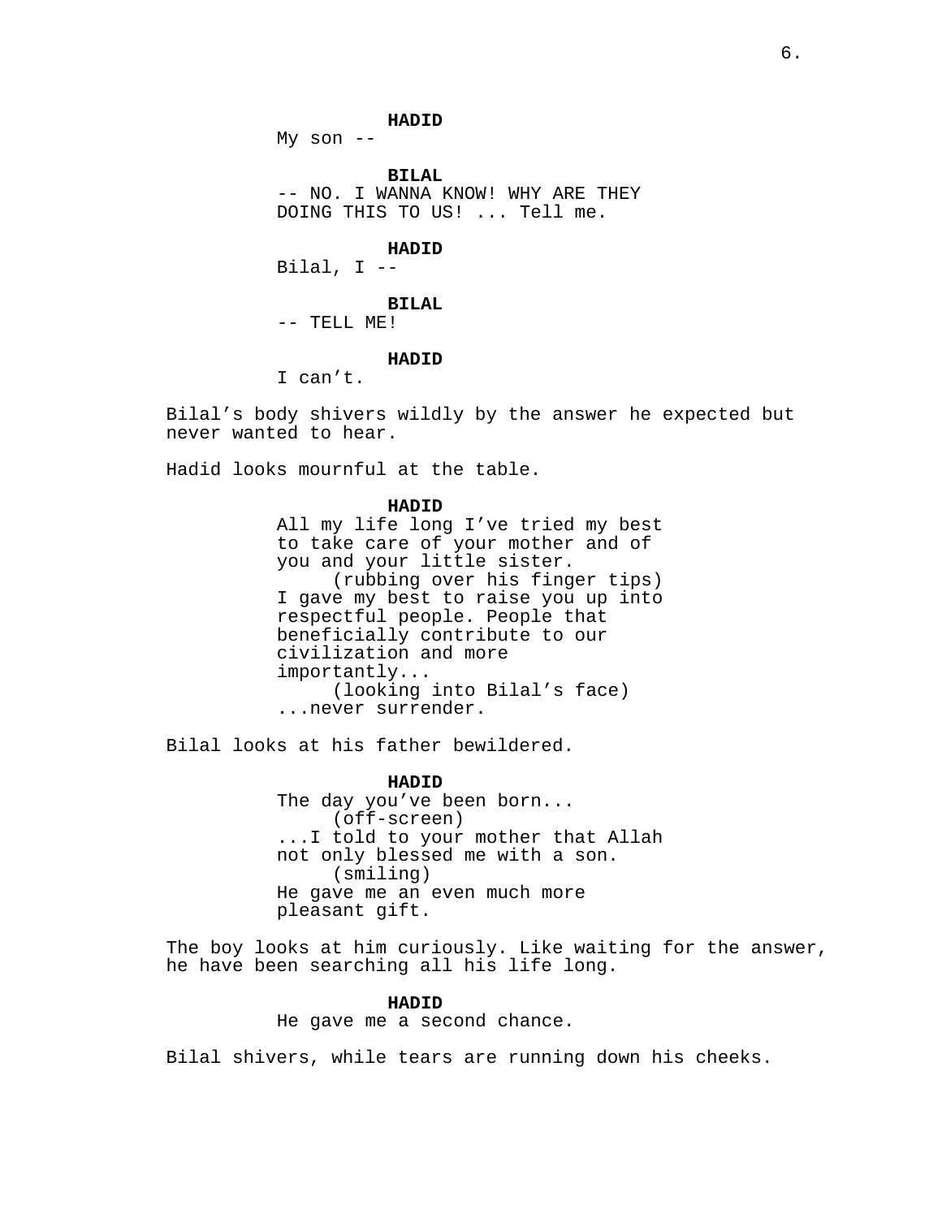**HADID**
My son --

**BILAL**
-- NO. I WANNA KNOW! WHY ARE THEY DOING THIS TO US! ... Tell me.

**HADID**
Bilal, I --

**BILAL**
-- TELL ME!

**HADID**
I can't.

Bilal's body shivers wildly by the answer he expected but never wanted to hear.

Hadid looks mournful at the table.

**HADID**
All my life long I've tried my best to take care of your mother and of you and your little sister.
(rubbing over his finger tips)
I gave my best to raise you up into respectful people. People that beneficially contribute to our civilization and more importantly...
(looking into Bilal's face)
...never surrender.

Bilal looks at his father bewildered.

**HADID**
The day you've been born...
(off-screen)
...I told to your mother that Allah not only blessed me with a son.
(smiling)
He gave me an even much more pleasant gift.

The boy looks at him curiously. Like waiting for the answer, he have been searching all his life long.

**HADID**
He gave me a second chance.

Bilal shivers, while tears are running down his cheeks.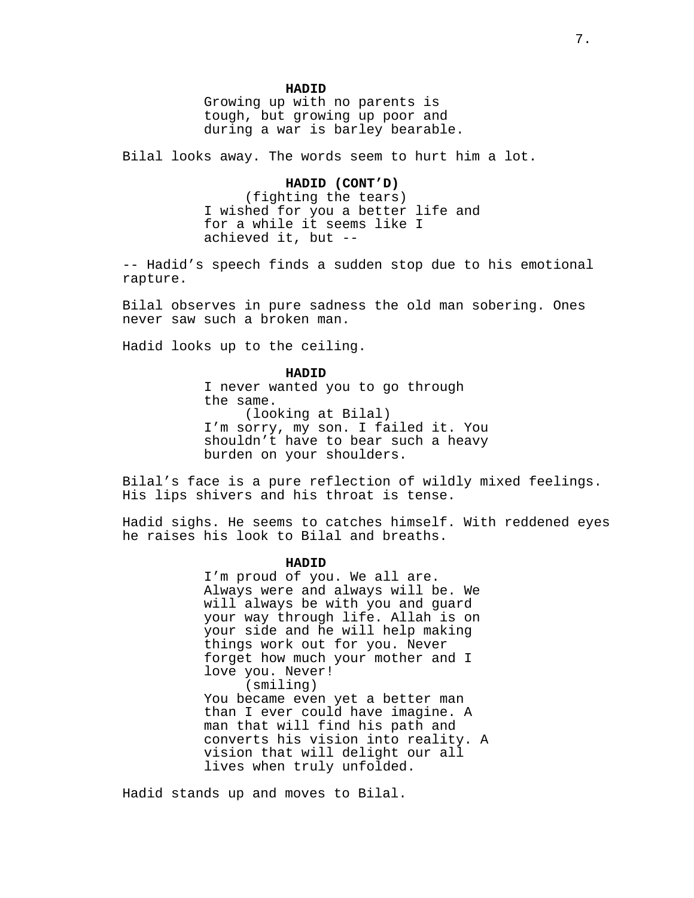**HADID**
Growing up with no parents is tough, but growing up poor and during a war is barley bearable.

Bilal looks away. The words seem to hurt him a lot.

**HADID (CONT'D)**
(fighting the tears)
I wished for you a better life and for a while it seems like I achieved it, but --

-- Hadid's speech finds a sudden stop due to his emotional rapture.

Bilal observes in pure sadness the old man sobering. Ones never saw such a broken man.

Hadid looks up to the ceiling.

**HADID**
I never wanted you to go through the same.
(looking at Bilal)
I'm sorry, my son. I failed it. You shouldn't have to bear such a heavy burden on your shoulders.

Bilal's face is a pure reflection of wildly mixed feelings. His lips shivers and his throat is tense.

Hadid sighs. He seems to catches himself. With reddened eyes he raises his look to Bilal and breaths.

**HADID**
I'm proud of you. We all are. Always were and always will be. We will always be with you and guard your way through life. Allah is on your side and he will help making things work out for you. Never forget how much your mother and I love you. Never!
(smiling)
You became even yet a better man than I ever could have imagine. A man that will find his path and converts his vision into reality. A vision that will delight our all lives when truly unfolded.

Hadid stands up and moves to Bilal.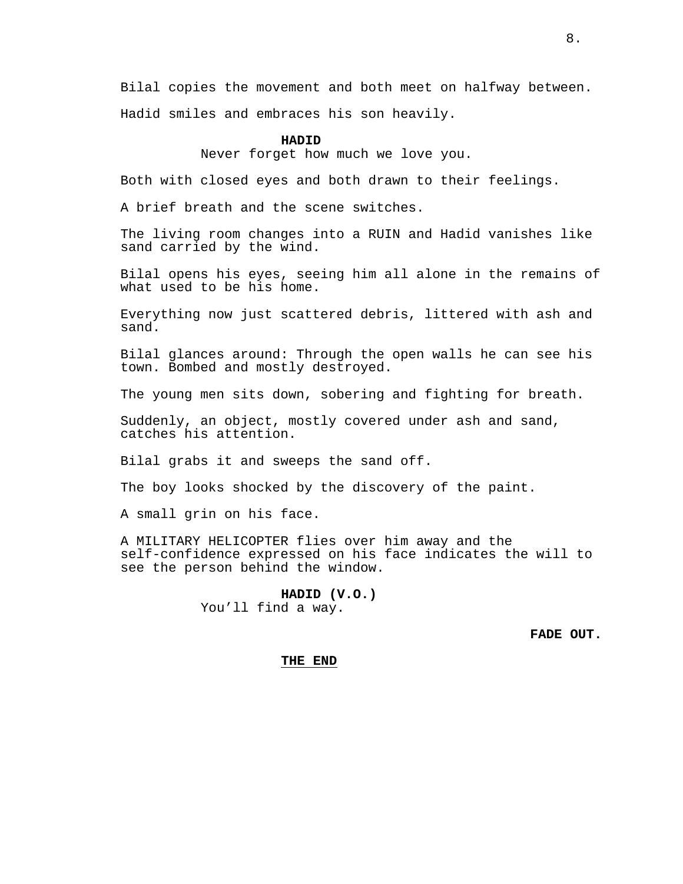Bilal copies the movement and both meet on halfway between.

Hadid smiles and embraces his son heavily.

**HADID**
Never forget how much we love you.

Both with closed eyes and both drawn to their feelings.

A brief breath and the scene switches.

The living room changes into a RUIN and Hadid vanishes like sand carried by the wind.

Bilal opens his eyes, seeing him all alone in the remains of what used to be his home.

Everything now just scattered debris, littered with ash and sand.

Bilal glances around: Through the open walls he can see his town. Bombed and mostly destroyed.

The young men sits down, sobering and fighting for breath.

Suddenly, an object, mostly covered under ash and sand, catches his attention.

Bilal grabs it and sweeps the sand off.

The boy looks shocked by the discovery of the paint.

A small grin on his face.

A MILITARY HELICOPTER flies over him away and the self-confidence expressed on his face indicates the will to see the person behind the window.

**HADID (V.O.)**
You'll find a way.

**FADE OUT.**

**THE END**